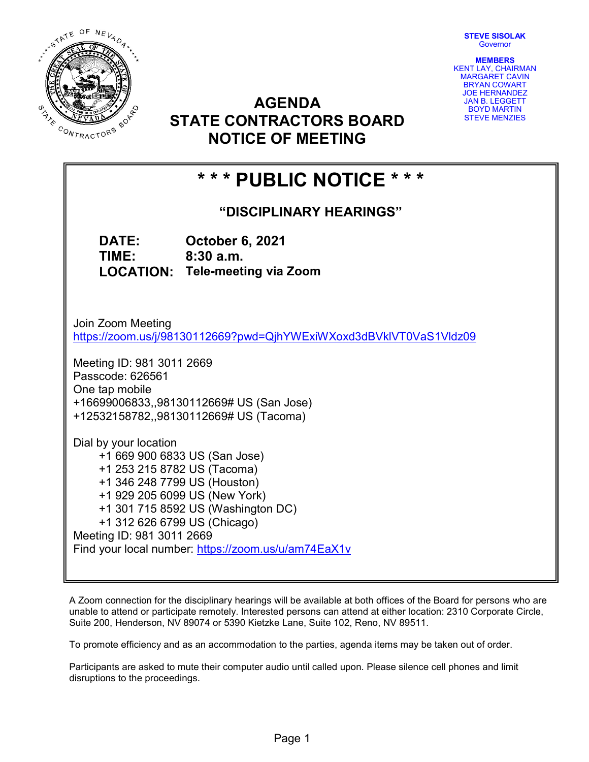**STEVE SISOLAK**
Governor

**MEMBERS**
KENT LAY, CHAIRMAN
MARGARET CAVIN
BRYAN COWART
JOE HERNANDEZ
JAN B. LEGGETT
BOYD MARTIN
STEVE MENZIES

# AGENDA
# STATE CONTRACTORS BOARD
# NOTICE OF MEETING

## * * * PUBLIC NOTICE * * *

### "DISCIPLINARY HEARINGS"

**DATE:** October 6, 2021
**TIME:** 8:30 a.m.
**LOCATION:** Tele-meeting via Zoom

Join Zoom Meeting
https://zoom.us/j/98130112669?pwd=QjhYWExiWXoxd3dBVklVT0VaS1Vldz09

Meeting ID: 981 3011 2669
Passcode: 626561
One tap mobile
+16699006833,,98130112669# US (San Jose)
+12532158782,,98130112669# US (Tacoma)

Dial by your location
+1 669 900 6833 US (San Jose)
+1 253 215 8782 US (Tacoma)
+1 346 248 7799 US (Houston)
+1 929 205 6099 US (New York)
+1 301 715 8592 US (Washington DC)
+1 312 626 6799 US (Chicago)
Meeting ID: 981 3011 2669
Find your local number: https://zoom.us/u/am74EaX1v

A Zoom connection for the disciplinary hearings will be available at both offices of the Board for persons who are unable to attend or participate remotely. Interested persons can attend at either location: 2310 Corporate Circle, Suite 200, Henderson, NV 89074 or 5390 Kietzke Lane, Suite 102, Reno, NV 89511.

To promote efficiency and as an accommodation to the parties, agenda items may be taken out of order.

Participants are asked to mute their computer audio until called upon. Please silence cell phones and limit disruptions to the proceedings.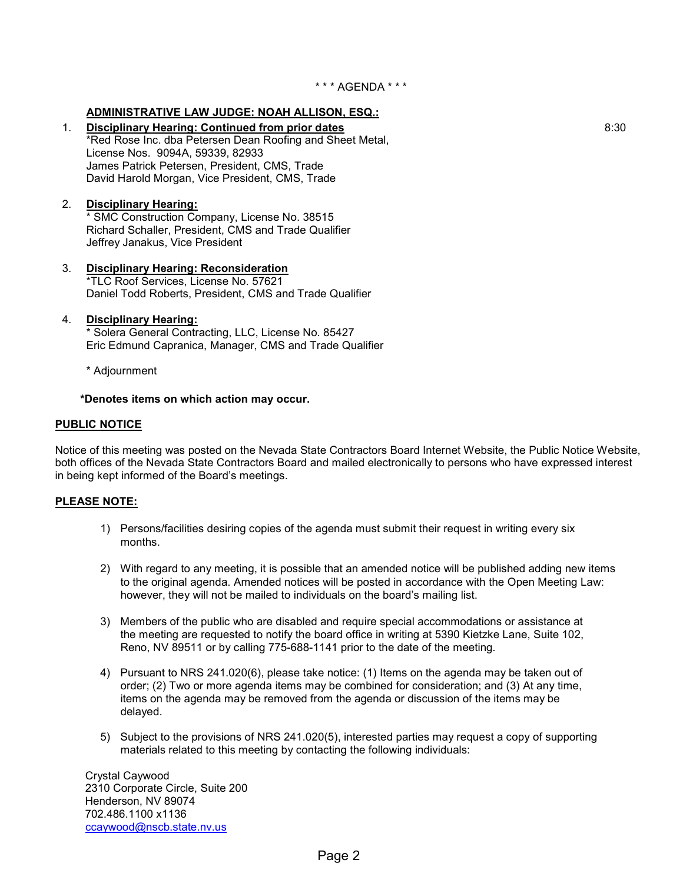\* \* \* AGENDA \* \* \*

**ADMINISTRATIVE LAW JUDGE: NOAH ALLISON, ESQ.:**

1. **Disciplinary Hearing: Continued from prior dates** 8:30
   *Red Rose Inc. dba Petersen Dean Roofing and Sheet Metal,
   License Nos. 9094A, 59339, 82933
   James Patrick Petersen, President, CMS, Trade
   David Harold Morgan, Vice President, CMS, Trade

2. **Disciplinary Hearing:**
   * SMC Construction Company, License No. 38515
   Richard Schaller, President, CMS and Trade Qualifier
   Jeffrey Janakus, Vice President

3. **Disciplinary Hearing: Reconsideration**
   *TLC Roof Services, License No. 57621
   Daniel Todd Roberts, President, CMS and Trade Qualifier

4. **Disciplinary Hearing:**
   * Solera General Contracting, LLC, License No. 85427
   Eric Edmund Capranica, Manager, CMS and Trade Qualifier

   * Adjournment

**\*Denotes items on which action may occur.**

**PUBLIC NOTICE**

Notice of this meeting was posted on the Nevada State Contractors Board Internet Website, the Public Notice Website, both offices of the Nevada State Contractors Board and mailed electronically to persons who have expressed interest in being kept informed of the Board's meetings.

**PLEASE NOTE:**

1) Persons/facilities desiring copies of the agenda must submit their request in writing every six months.

2) With regard to any meeting, it is possible that an amended notice will be published adding new items to the original agenda. Amended notices will be posted in accordance with the Open Meeting Law: however, they will not be mailed to individuals on the board's mailing list.

3) Members of the public who are disabled and require special accommodations or assistance at the meeting are requested to notify the board office in writing at 5390 Kietzke Lane, Suite 102, Reno, NV 89511 or by calling 775-688-1141 prior to the date of the meeting.

4) Pursuant to NRS 241.020(6), please take notice: (1) Items on the agenda may be taken out of order; (2) Two or more agenda items may be combined for consideration; and (3) At any time, items on the agenda may be removed from the agenda or discussion of the items may be delayed.

5) Subject to the provisions of NRS 241.020(5), interested parties may request a copy of supporting materials related to this meeting by contacting the following individuals:

Crystal Caywood
2310 Corporate Circle, Suite 200
Henderson, NV 89074
702.486.1100 x1136
ccaywood@nscb.state.nv.us